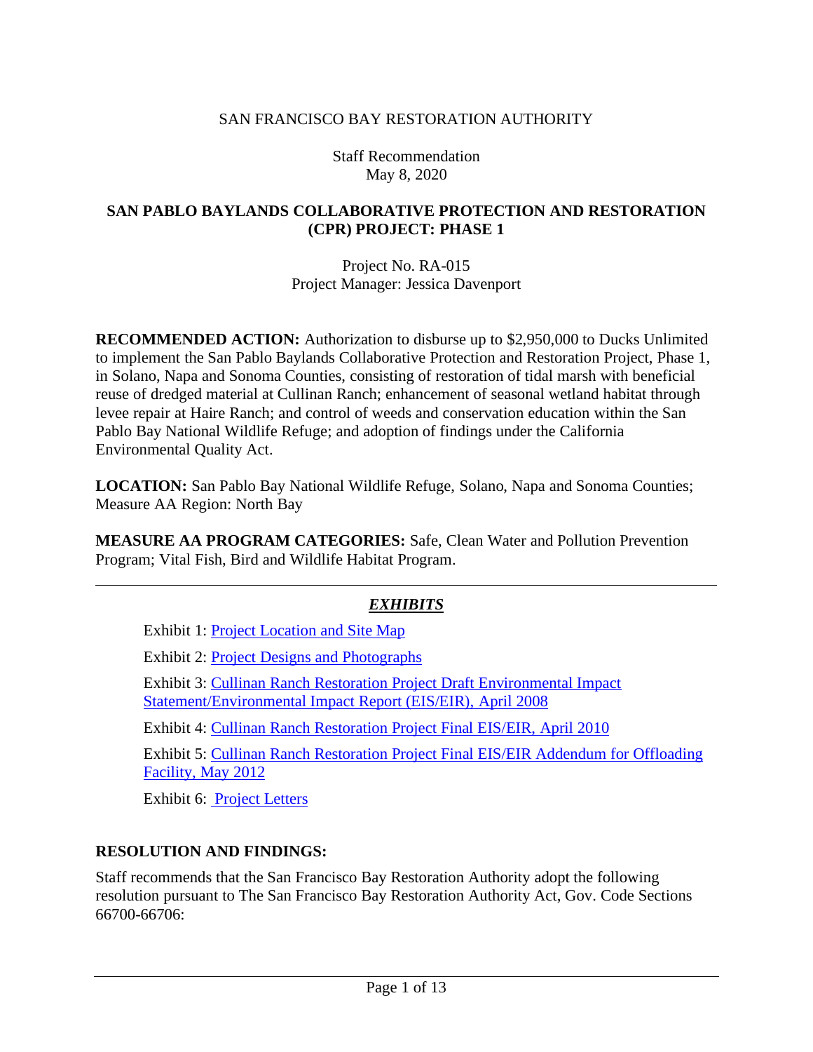SAN FRANCISCO BAY RESTORATION AUTHORITY

Staff Recommendation
May 8, 2020

## SAN PABLO BAYLANDS COLLABORATIVE PROTECTION AND RESTORATION (CPR) PROJECT: PHASE 1

Project No. RA-015
Project Manager: Jessica Davenport

**RECOMMENDED ACTION:** Authorization to disburse up to $2,950,000 to Ducks Unlimited to implement the San Pablo Baylands Collaborative Protection and Restoration Project, Phase 1, in Solano, Napa and Sonoma Counties, consisting of restoration of tidal marsh with beneficial reuse of dredged material at Cullinan Ranch; enhancement of seasonal wetland habitat through levee repair at Haire Ranch; and control of weeds and conservation education within the San Pablo Bay National Wildlife Refuge; and adoption of findings under the California Environmental Quality Act.

**LOCATION:** San Pablo Bay National Wildlife Refuge, Solano, Napa and Sonoma Counties; Measure AA Region: North Bay

**MEASURE AA PROGRAM CATEGORIES:** Safe, Clean Water and Pollution Prevention Program; Vital Fish, Bird and Wildlife Habitat Program.

---

### *EXHIBITS*

Exhibit 1: Project Location and Site Map

Exhibit 2: Project Designs and Photographs

Exhibit 3: Cullinan Ranch Restoration Project Draft Environmental Impact Statement/Environmental Impact Report (EIS/EIR), April 2008

Exhibit 4: Cullinan Ranch Restoration Project Final EIS/EIR, April 2010

Exhibit 5: Cullinan Ranch Restoration Project Final EIS/EIR Addendum for Offloading Facility, May 2012

Exhibit 6: Project Letters

### RESOLUTION AND FINDINGS:

Staff recommends that the San Francisco Bay Restoration Authority adopt the following resolution pursuant to The San Francisco Bay Restoration Authority Act, Gov. Code Sections 66700-66706: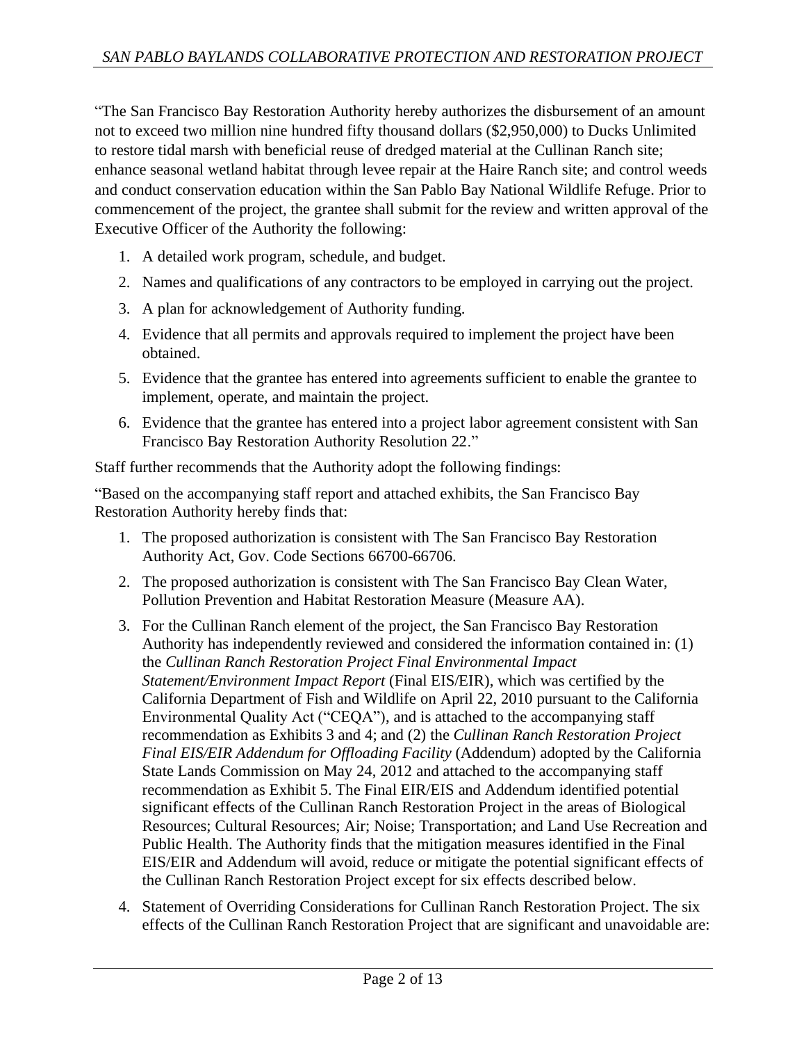"The San Francisco Bay Restoration Authority hereby authorizes the disbursement of an amount not to exceed two million nine hundred fifty thousand dollars ($2,950,000) to Ducks Unlimited to restore tidal marsh with beneficial reuse of dredged material at the Cullinan Ranch site; enhance seasonal wetland habitat through levee repair at the Haire Ranch site; and control weeds and conduct conservation education within the San Pablo Bay National Wildlife Refuge. Prior to commencement of the project, the grantee shall submit for the review and written approval of the Executive Officer of the Authority the following:

1. A detailed work program, schedule, and budget.
2. Names and qualifications of any contractors to be employed in carrying out the project.
3. A plan for acknowledgement of Authority funding.
4. Evidence that all permits and approvals required to implement the project have been obtained.
5. Evidence that the grantee has entered into agreements sufficient to enable the grantee to implement, operate, and maintain the project.
6. Evidence that the grantee has entered into a project labor agreement consistent with San Francisco Bay Restoration Authority Resolution 22."

Staff further recommends that the Authority adopt the following findings:

"Based on the accompanying staff report and attached exhibits, the San Francisco Bay Restoration Authority hereby finds that:

1. The proposed authorization is consistent with The San Francisco Bay Restoration Authority Act, Gov. Code Sections 66700-66706.
2. The proposed authorization is consistent with The San Francisco Bay Clean Water, Pollution Prevention and Habitat Restoration Measure (Measure AA).
3. For the Cullinan Ranch element of the project, the San Francisco Bay Restoration Authority has independently reviewed and considered the information contained in: (1) the *Cullinan Ranch Restoration Project Final Environmental Impact Statement/Environment Impact Report* (Final EIS/EIR), which was certified by the California Department of Fish and Wildlife on April 22, 2010 pursuant to the California Environmental Quality Act ("CEQA"), and is attached to the accompanying staff recommendation as Exhibits 3 and 4; and (2) the *Cullinan Ranch Restoration Project Final EIS/EIR Addendum for Offloading Facility* (Addendum) adopted by the California State Lands Commission on May 24, 2012 and attached to the accompanying staff recommendation as Exhibit 5. The Final EIR/EIS and Addendum identified potential significant effects of the Cullinan Ranch Restoration Project in the areas of Biological Resources; Cultural Resources; Air; Noise; Transportation; and Land Use Recreation and Public Health. The Authority finds that the mitigation measures identified in the Final EIS/EIR and Addendum will avoid, reduce or mitigate the potential significant effects of the Cullinan Ranch Restoration Project except for six effects described below.
4. Statement of Overriding Considerations for Cullinan Ranch Restoration Project. The six effects of the Cullinan Ranch Restoration Project that are significant and unavoidable are: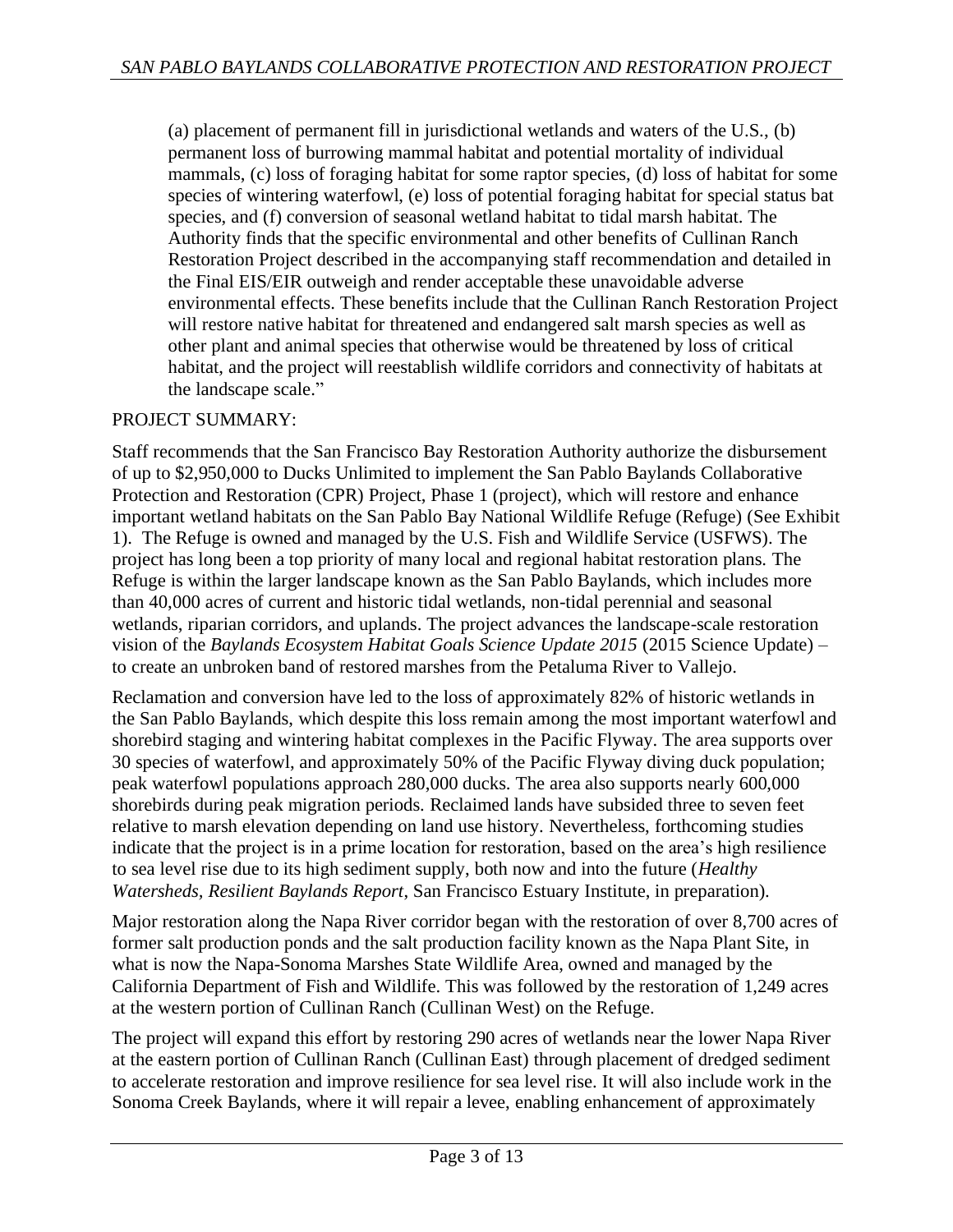(a) placement of permanent fill in jurisdictional wetlands and waters of the U.S., (b) permanent loss of burrowing mammal habitat and potential mortality of individual mammals, (c) loss of foraging habitat for some raptor species, (d) loss of habitat for some species of wintering waterfowl, (e) loss of potential foraging habitat for special status bat species, and (f) conversion of seasonal wetland habitat to tidal marsh habitat. The Authority finds that the specific environmental and other benefits of Cullinan Ranch Restoration Project described in the accompanying staff recommendation and detailed in the Final EIS/EIR outweigh and render acceptable these unavoidable adverse environmental effects. These benefits include that the Cullinan Ranch Restoration Project will restore native habitat for threatened and endangered salt marsh species as well as other plant and animal species that otherwise would be threatened by loss of critical habitat, and the project will reestablish wildlife corridors and connectivity of habitats at the landscape scale."

PROJECT SUMMARY:

Staff recommends that the San Francisco Bay Restoration Authority authorize the disbursement of up to $2,950,000 to Ducks Unlimited to implement the San Pablo Baylands Collaborative Protection and Restoration (CPR) Project, Phase 1 (project), which will restore and enhance important wetland habitats on the San Pablo Bay National Wildlife Refuge (Refuge) (See Exhibit 1). The Refuge is owned and managed by the U.S. Fish and Wildlife Service (USFWS). The project has long been a top priority of many local and regional habitat restoration plans. The Refuge is within the larger landscape known as the San Pablo Baylands, which includes more than 40,000 acres of current and historic tidal wetlands, non-tidal perennial and seasonal wetlands, riparian corridors, and uplands. The project advances the landscape-scale restoration vision of the *Baylands Ecosystem Habitat Goals Science Update 2015* (2015 Science Update) – to create an unbroken band of restored marshes from the Petaluma River to Vallejo.

Reclamation and conversion have led to the loss of approximately 82% of historic wetlands in the San Pablo Baylands, which despite this loss remain among the most important waterfowl and shorebird staging and wintering habitat complexes in the Pacific Flyway. The area supports over 30 species of waterfowl, and approximately 50% of the Pacific Flyway diving duck population; peak waterfowl populations approach 280,000 ducks. The area also supports nearly 600,000 shorebirds during peak migration periods. Reclaimed lands have subsided three to seven feet relative to marsh elevation depending on land use history. Nevertheless, forthcoming studies indicate that the project is in a prime location for restoration, based on the area's high resilience to sea level rise due to its high sediment supply, both now and into the future (*Healthy Watersheds, Resilient Baylands Report*, San Francisco Estuary Institute, in preparation).

Major restoration along the Napa River corridor began with the restoration of over 8,700 acres of former salt production ponds and the salt production facility known as the Napa Plant Site, in what is now the Napa-Sonoma Marshes State Wildlife Area, owned and managed by the California Department of Fish and Wildlife. This was followed by the restoration of 1,249 acres at the western portion of Cullinan Ranch (Cullinan West) on the Refuge.

The project will expand this effort by restoring 290 acres of wetlands near the lower Napa River at the eastern portion of Cullinan Ranch (Cullinan East) through placement of dredged sediment to accelerate restoration and improve resilience for sea level rise. It will also include work in the Sonoma Creek Baylands, where it will repair a levee, enabling enhancement of approximately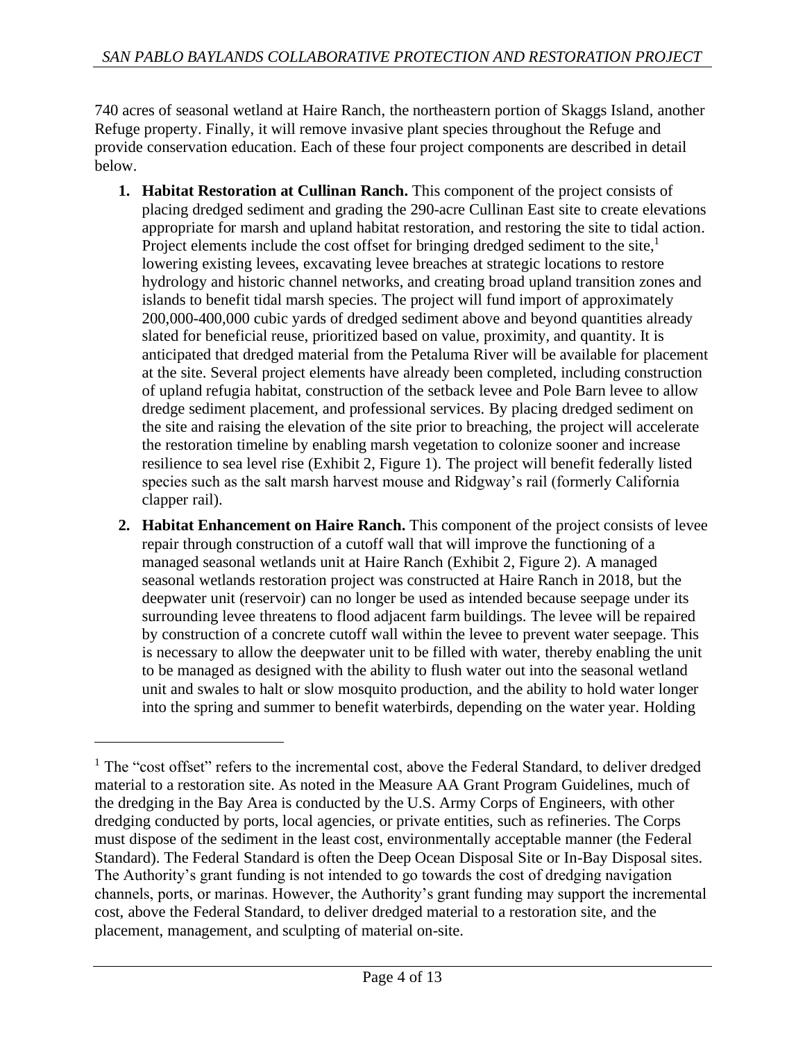740 acres of seasonal wetland at Haire Ranch, the northeastern portion of Skaggs Island, another Refuge property. Finally, it will remove invasive plant species throughout the Refuge and provide conservation education. Each of these four project components are described in detail below.

1. **Habitat Restoration at Cullinan Ranch.** This component of the project consists of placing dredged sediment and grading the 290-acre Cullinan East site to create elevations appropriate for marsh and upland habitat restoration, and restoring the site to tidal action. Project elements include the cost offset for bringing dredged sediment to the site,[1] lowering existing levees, excavating levee breaches at strategic locations to restore hydrology and historic channel networks, and creating broad upland transition zones and islands to benefit tidal marsh species. The project will fund import of approximately 200,000-400,000 cubic yards of dredged sediment above and beyond quantities already slated for beneficial reuse, prioritized based on value, proximity, and quantity. It is anticipated that dredged material from the Petaluma River will be available for placement at the site. Several project elements have already been completed, including construction of upland refugia habitat, construction of the setback levee and Pole Barn levee to allow dredge sediment placement, and professional services. By placing dredged sediment on the site and raising the elevation of the site prior to breaching, the project will accelerate the restoration timeline by enabling marsh vegetation to colonize sooner and increase resilience to sea level rise (Exhibit 2, Figure 1). The project will benefit federally listed species such as the salt marsh harvest mouse and Ridgway's rail (formerly California clapper rail).

2. **Habitat Enhancement on Haire Ranch.** This component of the project consists of levee repair through construction of a cutoff wall that will improve the functioning of a managed seasonal wetlands unit at Haire Ranch (Exhibit 2, Figure 2). A managed seasonal wetlands restoration project was constructed at Haire Ranch in 2018, but the deepwater unit (reservoir) can no longer be used as intended because seepage under its surrounding levee threatens to flood adjacent farm buildings. The levee will be repaired by construction of a concrete cutoff wall within the levee to prevent water seepage. This is necessary to allow the deepwater unit to be filled with water, thereby enabling the unit to be managed as designed with the ability to flush water out into the seasonal wetland unit and swales to halt or slow mosquito production, and the ability to hold water longer into the spring and summer to benefit waterbirds, depending on the water year. Holding

---

[1] The "cost offset" refers to the incremental cost, above the Federal Standard, to deliver dredged material to a restoration site. As noted in the Measure AA Grant Program Guidelines, much of the dredging in the Bay Area is conducted by the U.S. Army Corps of Engineers, with other dredging conducted by ports, local agencies, or private entities, such as refineries. The Corps must dispose of the sediment in the least cost, environmentally acceptable manner (the Federal Standard). The Federal Standard is often the Deep Ocean Disposal Site or In-Bay Disposal sites. The Authority's grant funding is not intended to go towards the cost of dredging navigation channels, ports, or marinas. However, the Authority's grant funding may support the incremental cost, above the Federal Standard, to deliver dredged material to a restoration site, and the placement, management, and sculpting of material on-site.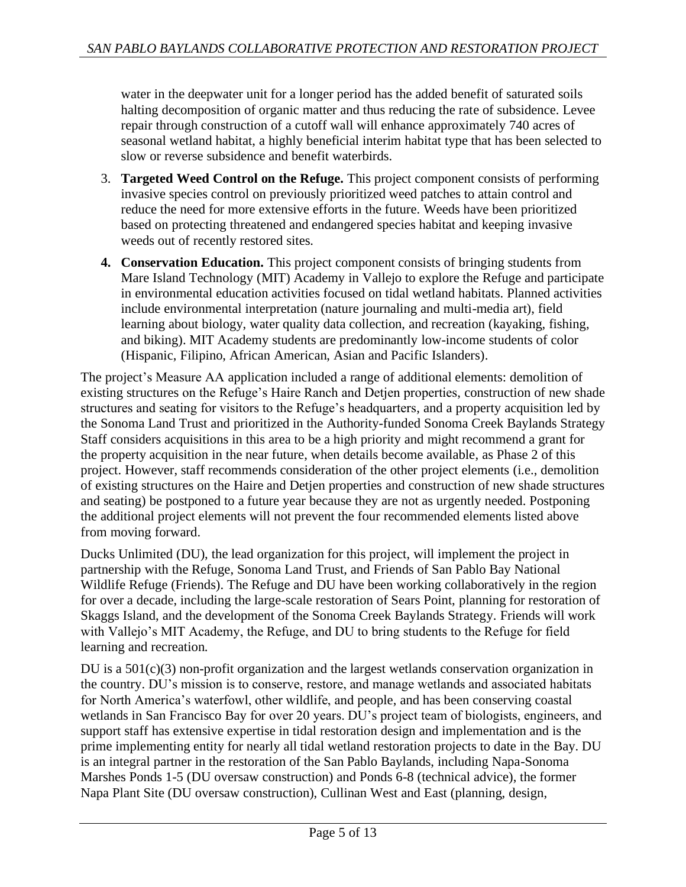water in the deepwater unit for a longer period has the added benefit of saturated soils halting decomposition of organic matter and thus reducing the rate of subsidence. Levee repair through construction of a cutoff wall will enhance approximately 740 acres of seasonal wetland habitat, a highly beneficial interim habitat type that has been selected to slow or reverse subsidence and benefit waterbirds.

3. **Targeted Weed Control on the Refuge.** This project component consists of performing invasive species control on previously prioritized weed patches to attain control and reduce the need for more extensive efforts in the future. Weeds have been prioritized based on protecting threatened and endangered species habitat and keeping invasive weeds out of recently restored sites.

4. **Conservation Education.** This project component consists of bringing students from Mare Island Technology (MIT) Academy in Vallejo to explore the Refuge and participate in environmental education activities focused on tidal wetland habitats. Planned activities include environmental interpretation (nature journaling and multi-media art), field learning about biology, water quality data collection, and recreation (kayaking, fishing, and biking). MIT Academy students are predominantly low-income students of color (Hispanic, Filipino, African American, Asian and Pacific Islanders).

The project's Measure AA application included a range of additional elements: demolition of existing structures on the Refuge's Haire Ranch and Detjen properties, construction of new shade structures and seating for visitors to the Refuge's headquarters, and a property acquisition led by the Sonoma Land Trust and prioritized in the Authority-funded Sonoma Creek Baylands Strategy Staff considers acquisitions in this area to be a high priority and might recommend a grant for the property acquisition in the near future, when details become available, as Phase 2 of this project. However, staff recommends consideration of the other project elements (i.e., demolition of existing structures on the Haire and Detjen properties and construction of new shade structures and seating) be postponed to a future year because they are not as urgently needed. Postponing the additional project elements will not prevent the four recommended elements listed above from moving forward.

Ducks Unlimited (DU), the lead organization for this project, will implement the project in partnership with the Refuge, Sonoma Land Trust, and Friends of San Pablo Bay National Wildlife Refuge (Friends). The Refuge and DU have been working collaboratively in the region for over a decade, including the large-scale restoration of Sears Point, planning for restoration of Skaggs Island, and the development of the Sonoma Creek Baylands Strategy. Friends will work with Vallejo's MIT Academy, the Refuge, and DU to bring students to the Refuge for field learning and recreation.

DU is a 501(c)(3) non-profit organization and the largest wetlands conservation organization in the country. DU's mission is to conserve, restore, and manage wetlands and associated habitats for North America's waterfowl, other wildlife, and people, and has been conserving coastal wetlands in San Francisco Bay for over 20 years. DU's project team of biologists, engineers, and support staff has extensive expertise in tidal restoration design and implementation and is the prime implementing entity for nearly all tidal wetland restoration projects to date in the Bay. DU is an integral partner in the restoration of the San Pablo Baylands, including Napa-Sonoma Marshes Ponds 1-5 (DU oversaw construction) and Ponds 6-8 (technical advice), the former Napa Plant Site (DU oversaw construction), Cullinan West and East (planning, design,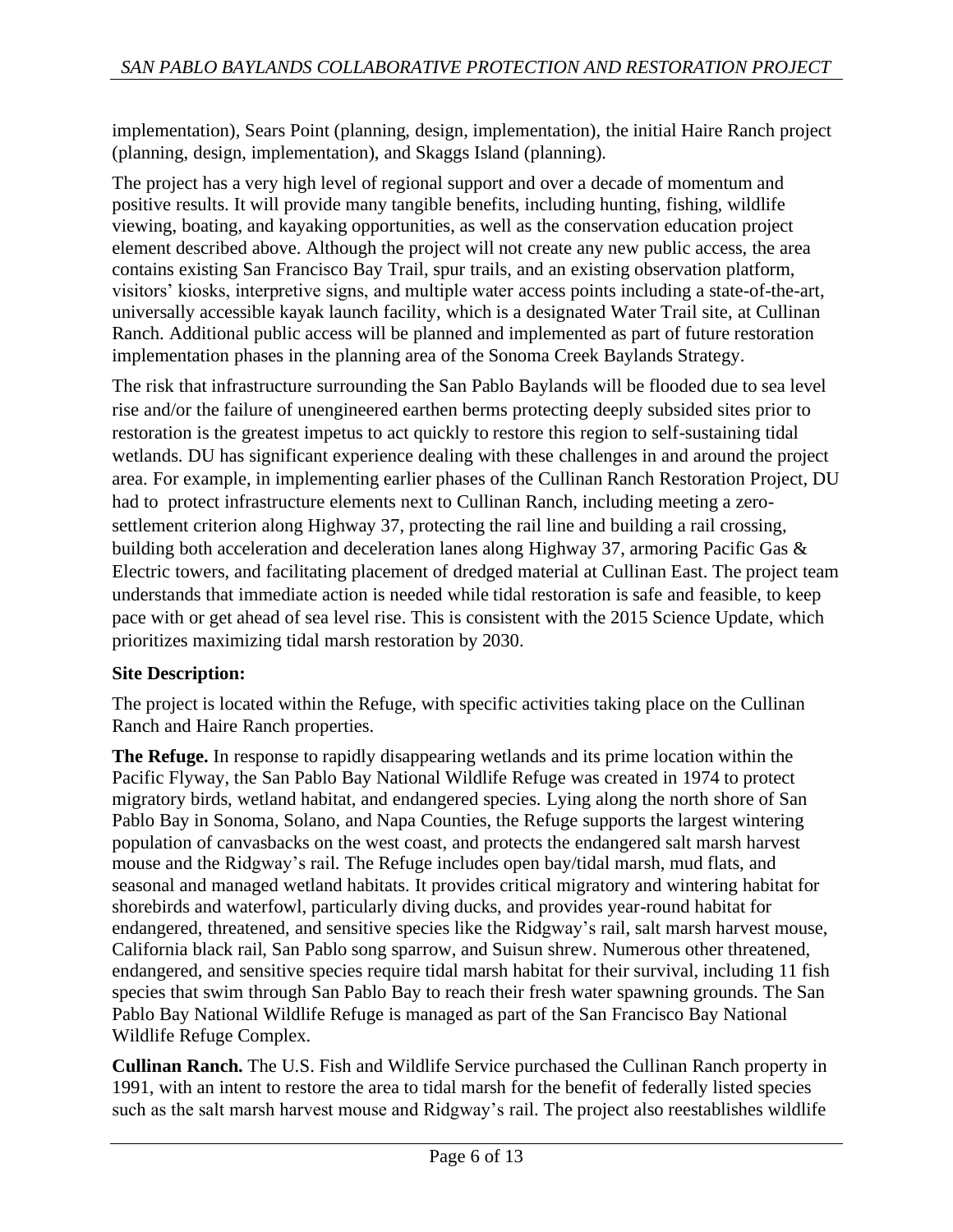implementation), Sears Point (planning, design, implementation), the initial Haire Ranch project (planning, design, implementation), and Skaggs Island (planning).

The project has a very high level of regional support and over a decade of momentum and positive results. It will provide many tangible benefits, including hunting, fishing, wildlife viewing, boating, and kayaking opportunities, as well as the conservation education project element described above. Although the project will not create any new public access, the area contains existing San Francisco Bay Trail, spur trails, and an existing observation platform, visitors' kiosks, interpretive signs, and multiple water access points including a state-of-the-art, universally accessible kayak launch facility, which is a designated Water Trail site, at Cullinan Ranch. Additional public access will be planned and implemented as part of future restoration implementation phases in the planning area of the Sonoma Creek Baylands Strategy.

The risk that infrastructure surrounding the San Pablo Baylands will be flooded due to sea level rise and/or the failure of unengineered earthen berms protecting deeply subsided sites prior to restoration is the greatest impetus to act quickly to restore this region to self-sustaining tidal wetlands. DU has significant experience dealing with these challenges in and around the project area. For example, in implementing earlier phases of the Cullinan Ranch Restoration Project, DU had to protect infrastructure elements next to Cullinan Ranch, including meeting a zero-settlement criterion along Highway 37, protecting the rail line and building a rail crossing, building both acceleration and deceleration lanes along Highway 37, armoring Pacific Gas & Electric towers, and facilitating placement of dredged material at Cullinan East. The project team understands that immediate action is needed while tidal restoration is safe and feasible, to keep pace with or get ahead of sea level rise. This is consistent with the 2015 Science Update, which prioritizes maximizing tidal marsh restoration by 2030.

**Site Description:**

The project is located within the Refuge, with specific activities taking place on the Cullinan Ranch and Haire Ranch properties.

**The Refuge.** In response to rapidly disappearing wetlands and its prime location within the Pacific Flyway, the San Pablo Bay National Wildlife Refuge was created in 1974 to protect migratory birds, wetland habitat, and endangered species. Lying along the north shore of San Pablo Bay in Sonoma, Solano, and Napa Counties, the Refuge supports the largest wintering population of canvasbacks on the west coast, and protects the endangered salt marsh harvest mouse and the Ridgway's rail. The Refuge includes open bay/tidal marsh, mud flats, and seasonal and managed wetland habitats. It provides critical migratory and wintering habitat for shorebirds and waterfowl, particularly diving ducks, and provides year-round habitat for endangered, threatened, and sensitive species like the Ridgway's rail, salt marsh harvest mouse, California black rail, San Pablo song sparrow, and Suisun shrew. Numerous other threatened, endangered, and sensitive species require tidal marsh habitat for their survival, including 11 fish species that swim through San Pablo Bay to reach their fresh water spawning grounds. The San Pablo Bay National Wildlife Refuge is managed as part of the San Francisco Bay National Wildlife Refuge Complex.

**Cullinan Ranch.** The U.S. Fish and Wildlife Service purchased the Cullinan Ranch property in 1991, with an intent to restore the area to tidal marsh for the benefit of federally listed species such as the salt marsh harvest mouse and Ridgway's rail. The project also reestablishes wildlife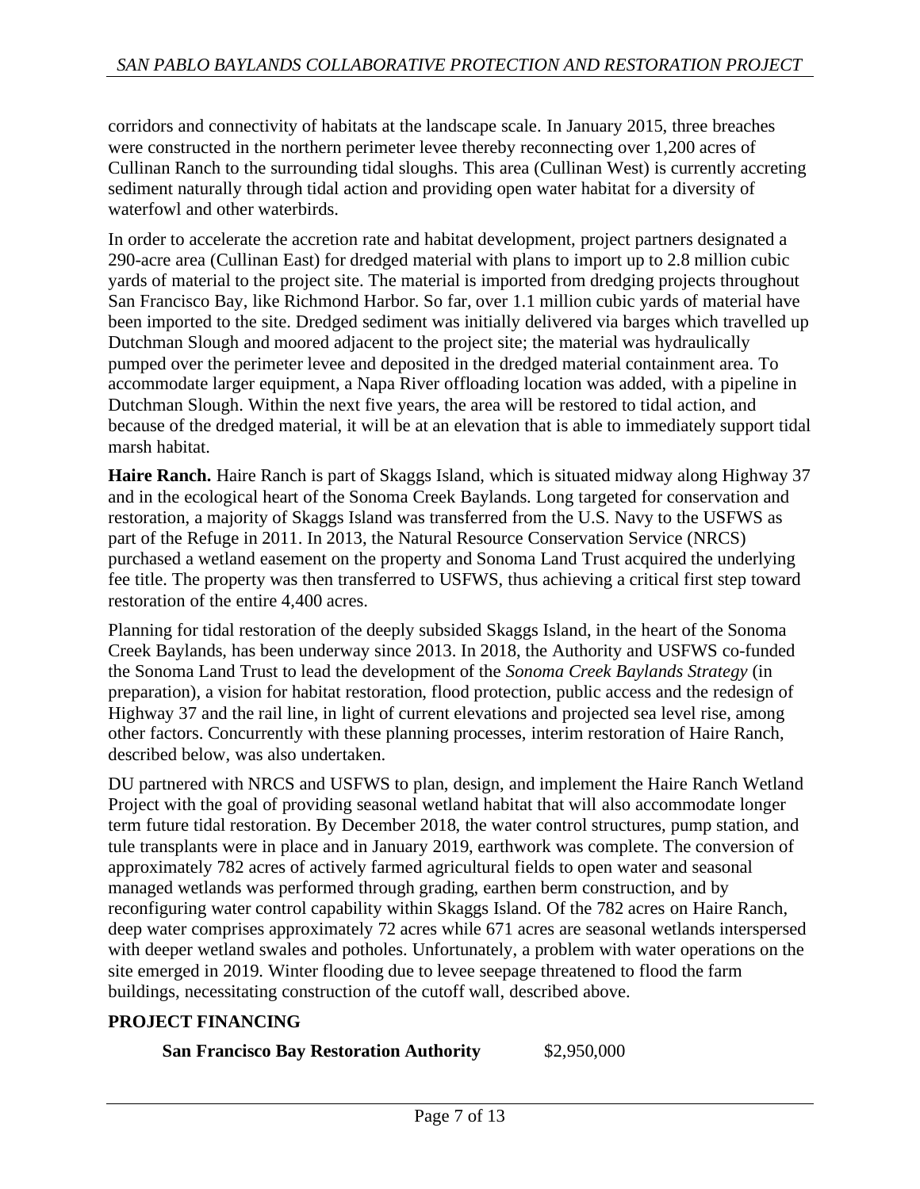corridors and connectivity of habitats at the landscape scale. In January 2015, three breaches were constructed in the northern perimeter levee thereby reconnecting over 1,200 acres of Cullinan Ranch to the surrounding tidal sloughs. This area (Cullinan West) is currently accreting sediment naturally through tidal action and providing open water habitat for a diversity of waterfowl and other waterbirds.

In order to accelerate the accretion rate and habitat development, project partners designated a 290-acre area (Cullinan East) for dredged material with plans to import up to 2.8 million cubic yards of material to the project site. The material is imported from dredging projects throughout San Francisco Bay, like Richmond Harbor. So far, over 1.1 million cubic yards of material have been imported to the site. Dredged sediment was initially delivered via barges which travelled up Dutchman Slough and moored adjacent to the project site; the material was hydraulically pumped over the perimeter levee and deposited in the dredged material containment area. To accommodate larger equipment, a Napa River offloading location was added, with a pipeline in Dutchman Slough. Within the next five years, the area will be restored to tidal action, and because of the dredged material, it will be at an elevation that is able to immediately support tidal marsh habitat.

**Haire Ranch.** Haire Ranch is part of Skaggs Island, which is situated midway along Highway 37 and in the ecological heart of the Sonoma Creek Baylands. Long targeted for conservation and restoration, a majority of Skaggs Island was transferred from the U.S. Navy to the USFWS as part of the Refuge in 2011. In 2013, the Natural Resource Conservation Service (NRCS) purchased a wetland easement on the property and Sonoma Land Trust acquired the underlying fee title. The property was then transferred to USFWS, thus achieving a critical first step toward restoration of the entire 4,400 acres.

Planning for tidal restoration of the deeply subsided Skaggs Island, in the heart of the Sonoma Creek Baylands, has been underway since 2013. In 2018, the Authority and USFWS co-funded the Sonoma Land Trust to lead the development of the *Sonoma Creek Baylands Strategy* (in preparation), a vision for habitat restoration, flood protection, public access and the redesign of Highway 37 and the rail line, in light of current elevations and projected sea level rise, among other factors. Concurrently with these planning processes, interim restoration of Haire Ranch, described below, was also undertaken.

DU partnered with NRCS and USFWS to plan, design, and implement the Haire Ranch Wetland Project with the goal of providing seasonal wetland habitat that will also accommodate longer term future tidal restoration. By December 2018, the water control structures, pump station, and tule transplants were in place and in January 2019, earthwork was complete. The conversion of approximately 782 acres of actively farmed agricultural fields to open water and seasonal managed wetlands was performed through grading, earthen berm construction, and by reconfiguring water control capability within Skaggs Island. Of the 782 acres on Haire Ranch, deep water comprises approximately 72 acres while 671 acres are seasonal wetlands interspersed with deeper wetland swales and potholes. Unfortunately, a problem with water operations on the site emerged in 2019. Winter flooding due to levee seepage threatened to flood the farm buildings, necessitating construction of the cutoff wall, described above.

## PROJECT FINANCING

| | |
|---|---|
| **San Francisco Bay Restoration Authority** | $2,950,000 |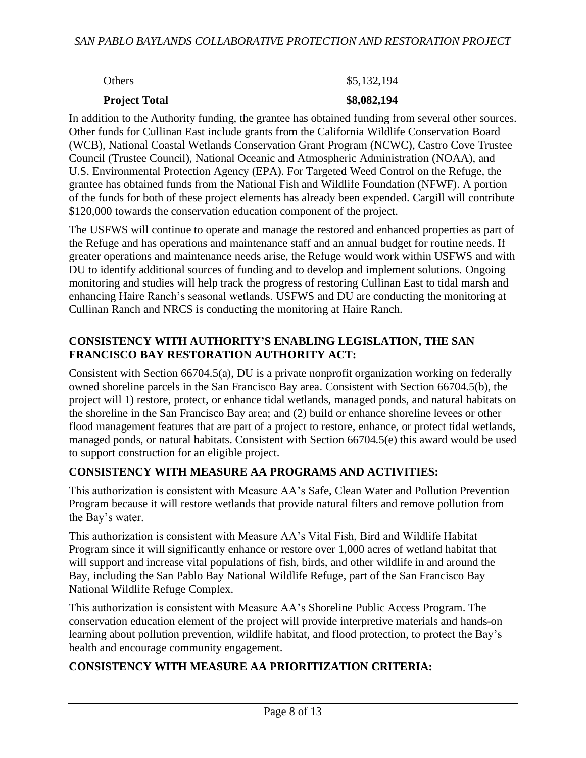| | |
|---|---|
| Others | $5,132,194 |
| **Project Total** | **$8,082,194** |

In addition to the Authority funding, the grantee has obtained funding from several other sources. Other funds for Cullinan East include grants from the California Wildlife Conservation Board (WCB), National Coastal Wetlands Conservation Grant Program (NCWC), Castro Cove Trustee Council (Trustee Council), National Oceanic and Atmospheric Administration (NOAA), and U.S. Environmental Protection Agency (EPA). For Targeted Weed Control on the Refuge, the grantee has obtained funds from the National Fish and Wildlife Foundation (NFWF). A portion of the funds for both of these project elements has already been expended. Cargill will contribute $120,000 towards the conservation education component of the project.

The USFWS will continue to operate and manage the restored and enhanced properties as part of the Refuge and has operations and maintenance staff and an annual budget for routine needs. If greater operations and maintenance needs arise, the Refuge would work within USFWS and with DU to identify additional sources of funding and to develop and implement solutions. Ongoing monitoring and studies will help track the progress of restoring Cullinan East to tidal marsh and enhancing Haire Ranch's seasonal wetlands. USFWS and DU are conducting the monitoring at Cullinan Ranch and NRCS is conducting the monitoring at Haire Ranch.

## CONSISTENCY WITH AUTHORITY'S ENABLING LEGISLATION, THE SAN FRANCISCO BAY RESTORATION AUTHORITY ACT:

Consistent with Section 66704.5(a), DU is a private nonprofit organization working on federally owned shoreline parcels in the San Francisco Bay area. Consistent with Section 66704.5(b), the project will 1) restore, protect, or enhance tidal wetlands, managed ponds, and natural habitats on the shoreline in the San Francisco Bay area; and (2) build or enhance shoreline levees or other flood management features that are part of a project to restore, enhance, or protect tidal wetlands, managed ponds, or natural habitats. Consistent with Section 66704.5(e) this award would be used to support construction for an eligible project.

## CONSISTENCY WITH MEASURE AA PROGRAMS AND ACTIVITIES:

This authorization is consistent with Measure AA's Safe, Clean Water and Pollution Prevention Program because it will restore wetlands that provide natural filters and remove pollution from the Bay's water.

This authorization is consistent with Measure AA's Vital Fish, Bird and Wildlife Habitat Program since it will significantly enhance or restore over 1,000 acres of wetland habitat that will support and increase vital populations of fish, birds, and other wildlife in and around the Bay, including the San Pablo Bay National Wildlife Refuge, part of the San Francisco Bay National Wildlife Refuge Complex.

This authorization is consistent with Measure AA's Shoreline Public Access Program. The conservation education element of the project will provide interpretive materials and hands-on learning about pollution prevention, wildlife habitat, and flood protection, to protect the Bay's health and encourage community engagement.

## CONSISTENCY WITH MEASURE AA PRIORITIZATION CRITERIA: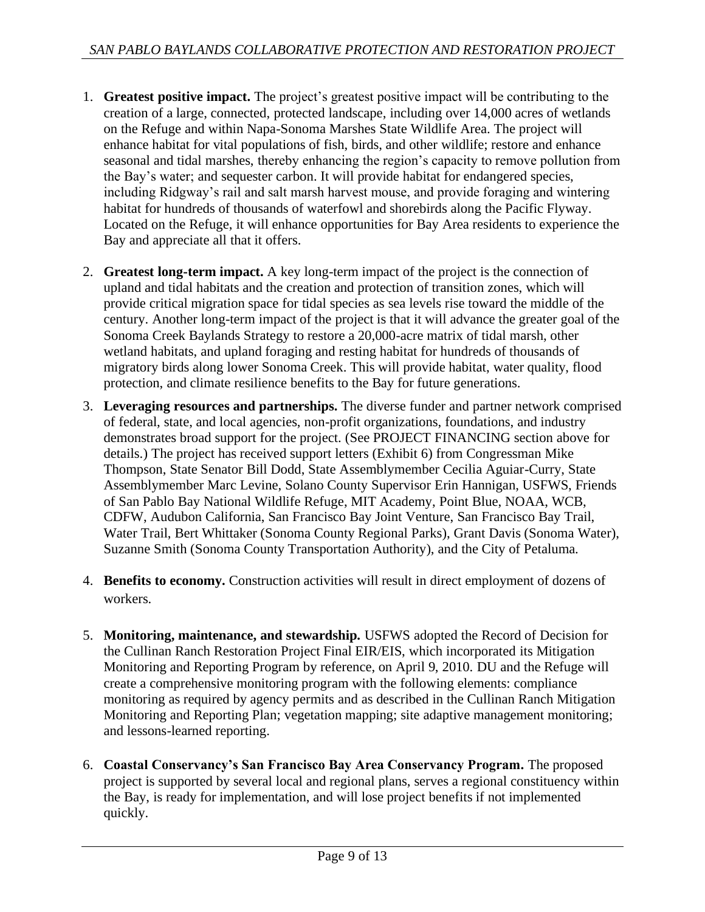1. **Greatest positive impact.** The project's greatest positive impact will be contributing to the creation of a large, connected, protected landscape, including over 14,000 acres of wetlands on the Refuge and within Napa-Sonoma Marshes State Wildlife Area. The project will enhance habitat for vital populations of fish, birds, and other wildlife; restore and enhance seasonal and tidal marshes, thereby enhancing the region's capacity to remove pollution from the Bay's water; and sequester carbon. It will provide habitat for endangered species, including Ridgway's rail and salt marsh harvest mouse, and provide foraging and wintering habitat for hundreds of thousands of waterfowl and shorebirds along the Pacific Flyway. Located on the Refuge, it will enhance opportunities for Bay Area residents to experience the Bay and appreciate all that it offers.

2. **Greatest long-term impact.** A key long-term impact of the project is the connection of upland and tidal habitats and the creation and protection of transition zones, which will provide critical migration space for tidal species as sea levels rise toward the middle of the century. Another long-term impact of the project is that it will advance the greater goal of the Sonoma Creek Baylands Strategy to restore a 20,000-acre matrix of tidal marsh, other wetland habitats, and upland foraging and resting habitat for hundreds of thousands of migratory birds along lower Sonoma Creek. This will provide habitat, water quality, flood protection, and climate resilience benefits to the Bay for future generations.

3. **Leveraging resources and partnerships.** The diverse funder and partner network comprised of federal, state, and local agencies, non-profit organizations, foundations, and industry demonstrates broad support for the project. (See PROJECT FINANCING section above for details.) The project has received support letters (Exhibit 6) from Congressman Mike Thompson, State Senator Bill Dodd, State Assemblymember Cecilia Aguiar-Curry, State Assemblymember Marc Levine, Solano County Supervisor Erin Hannigan, USFWS, Friends of San Pablo Bay National Wildlife Refuge, MIT Academy, Point Blue, NOAA, WCB, CDFW, Audubon California, San Francisco Bay Joint Venture, San Francisco Bay Trail, Water Trail, Bert Whittaker (Sonoma County Regional Parks), Grant Davis (Sonoma Water), Suzanne Smith (Sonoma County Transportation Authority), and the City of Petaluma.

4. **Benefits to economy.** Construction activities will result in direct employment of dozens of workers.

5. **Monitoring, maintenance, and stewardship.** USFWS adopted the Record of Decision for the Cullinan Ranch Restoration Project Final EIR/EIS, which incorporated its Mitigation Monitoring and Reporting Program by reference, on April 9, 2010. DU and the Refuge will create a comprehensive monitoring program with the following elements: compliance monitoring as required by agency permits and as described in the Cullinan Ranch Mitigation Monitoring and Reporting Plan; vegetation mapping; site adaptive management monitoring; and lessons-learned reporting.

6. **Coastal Conservancy's San Francisco Bay Area Conservancy Program.** The proposed project is supported by several local and regional plans, serves a regional constituency within the Bay, is ready for implementation, and will lose project benefits if not implemented quickly.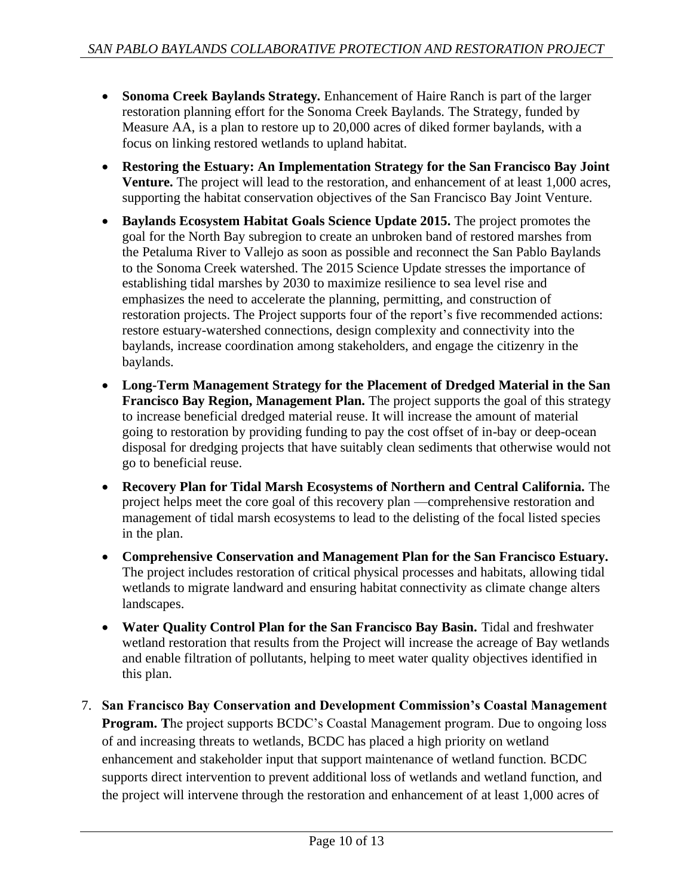- **Sonoma Creek Baylands Strategy.** Enhancement of Haire Ranch is part of the larger restoration planning effort for the Sonoma Creek Baylands. The Strategy, funded by Measure AA, is a plan to restore up to 20,000 acres of diked former baylands, with a focus on linking restored wetlands to upland habitat.
- **Restoring the Estuary: An Implementation Strategy for the San Francisco Bay Joint Venture.** The project will lead to the restoration, and enhancement of at least 1,000 acres, supporting the habitat conservation objectives of the San Francisco Bay Joint Venture.
- **Baylands Ecosystem Habitat Goals Science Update 2015.** The project promotes the goal for the North Bay subregion to create an unbroken band of restored marshes from the Petaluma River to Vallejo as soon as possible and reconnect the San Pablo Baylands to the Sonoma Creek watershed. The 2015 Science Update stresses the importance of establishing tidal marshes by 2030 to maximize resilience to sea level rise and emphasizes the need to accelerate the planning, permitting, and construction of restoration projects. The Project supports four of the report's five recommended actions: restore estuary-watershed connections, design complexity and connectivity into the baylands, increase coordination among stakeholders, and engage the citizenry in the baylands.
- **Long-Term Management Strategy for the Placement of Dredged Material in the San Francisco Bay Region, Management Plan.** The project supports the goal of this strategy to increase beneficial dredged material reuse. It will increase the amount of material going to restoration by providing funding to pay the cost offset of in-bay or deep-ocean disposal for dredging projects that have suitably clean sediments that otherwise would not go to beneficial reuse.
- **Recovery Plan for Tidal Marsh Ecosystems of Northern and Central California.** The project helps meet the core goal of this recovery plan —comprehensive restoration and management of tidal marsh ecosystems to lead to the delisting of the focal listed species in the plan.
- **Comprehensive Conservation and Management Plan for the San Francisco Estuary.** The project includes restoration of critical physical processes and habitats, allowing tidal wetlands to migrate landward and ensuring habitat connectivity as climate change alters landscapes.
- **Water Quality Control Plan for the San Francisco Bay Basin.** Tidal and freshwater wetland restoration that results from the Project will increase the acreage of Bay wetlands and enable filtration of pollutants, helping to meet water quality objectives identified in this plan.

7. **San Francisco Bay Conservation and Development Commission's Coastal Management Program. T**he project supports BCDC's Coastal Management program. Due to ongoing loss of and increasing threats to wetlands, BCDC has placed a high priority on wetland enhancement and stakeholder input that support maintenance of wetland function. BCDC supports direct intervention to prevent additional loss of wetlands and wetland function, and the project will intervene through the restoration and enhancement of at least 1,000 acres of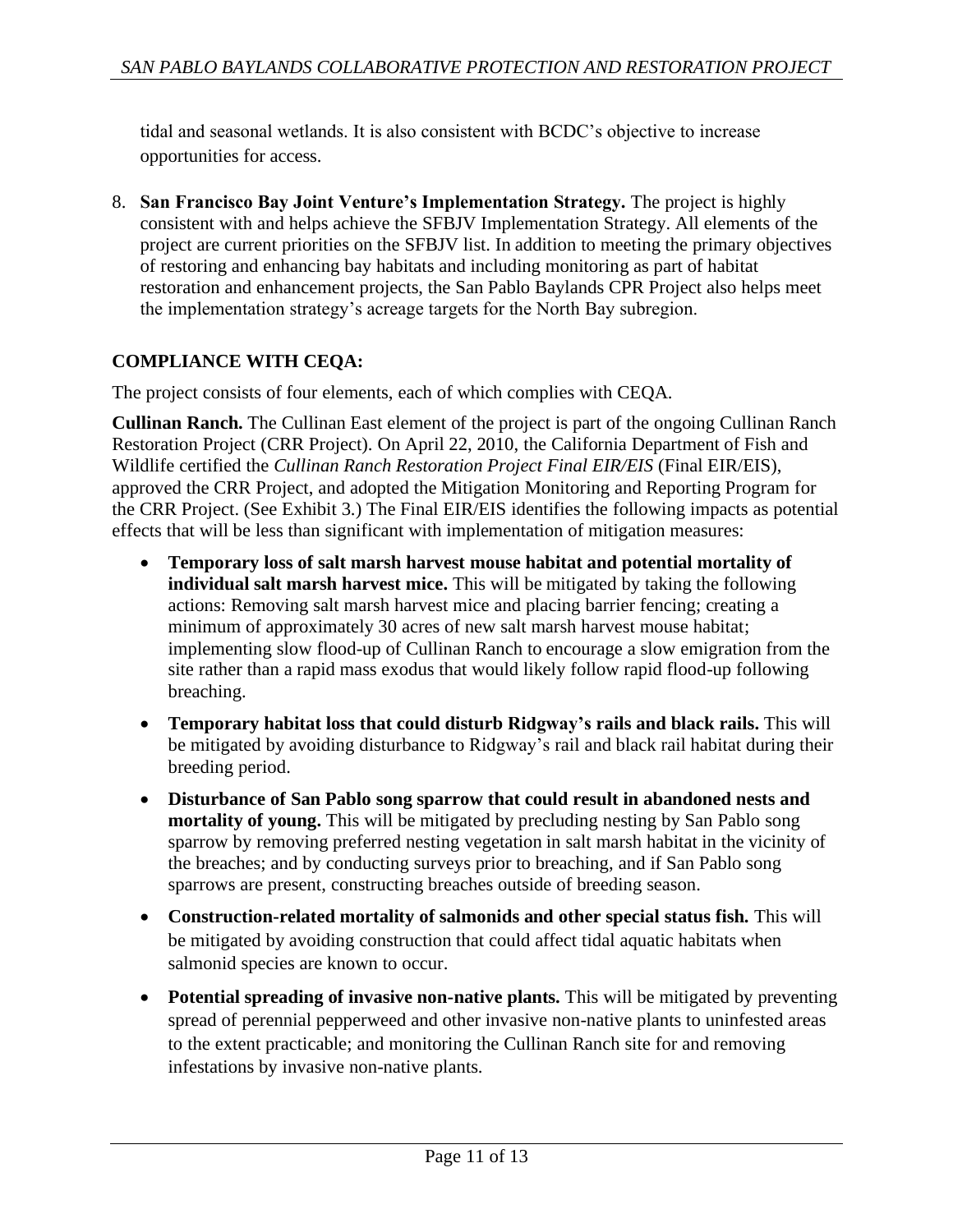tidal and seasonal wetlands. It is also consistent with BCDC's objective to increase opportunities for access.

8. **San Francisco Bay Joint Venture's Implementation Strategy.** The project is highly consistent with and helps achieve the SFBJV Implementation Strategy. All elements of the project are current priorities on the SFBJV list. In addition to meeting the primary objectives of restoring and enhancing bay habitats and including monitoring as part of habitat restoration and enhancement projects, the San Pablo Baylands CPR Project also helps meet the implementation strategy's acreage targets for the North Bay subregion.

## COMPLIANCE WITH CEQA:

The project consists of four elements, each of which complies with CEQA.

**Cullinan Ranch.** The Cullinan East element of the project is part of the ongoing Cullinan Ranch Restoration Project (CRR Project). On April 22, 2010, the California Department of Fish and Wildlife certified the *Cullinan Ranch Restoration Project Final EIR/EIS* (Final EIR/EIS), approved the CRR Project, and adopted the Mitigation Monitoring and Reporting Program for the CRR Project. (See Exhibit 3.) The Final EIR/EIS identifies the following impacts as potential effects that will be less than significant with implementation of mitigation measures:

- **Temporary loss of salt marsh harvest mouse habitat and potential mortality of individual salt marsh harvest mice.** This will be mitigated by taking the following actions: Removing salt marsh harvest mice and placing barrier fencing; creating a minimum of approximately 30 acres of new salt marsh harvest mouse habitat; implementing slow flood-up of Cullinan Ranch to encourage a slow emigration from the site rather than a rapid mass exodus that would likely follow rapid flood-up following breaching.
- **Temporary habitat loss that could disturb Ridgway's rails and black rails.** This will be mitigated by avoiding disturbance to Ridgway's rail and black rail habitat during their breeding period.
- **Disturbance of San Pablo song sparrow that could result in abandoned nests and mortality of young.** This will be mitigated by precluding nesting by San Pablo song sparrow by removing preferred nesting vegetation in salt marsh habitat in the vicinity of the breaches; and by conducting surveys prior to breaching, and if San Pablo song sparrows are present, constructing breaches outside of breeding season.
- **Construction-related mortality of salmonids and other special status fish.** This will be mitigated by avoiding construction that could affect tidal aquatic habitats when salmonid species are known to occur.
- **Potential spreading of invasive non-native plants.** This will be mitigated by preventing spread of perennial pepperweed and other invasive non-native plants to uninfested areas to the extent practicable; and monitoring the Cullinan Ranch site for and removing infestations by invasive non-native plants.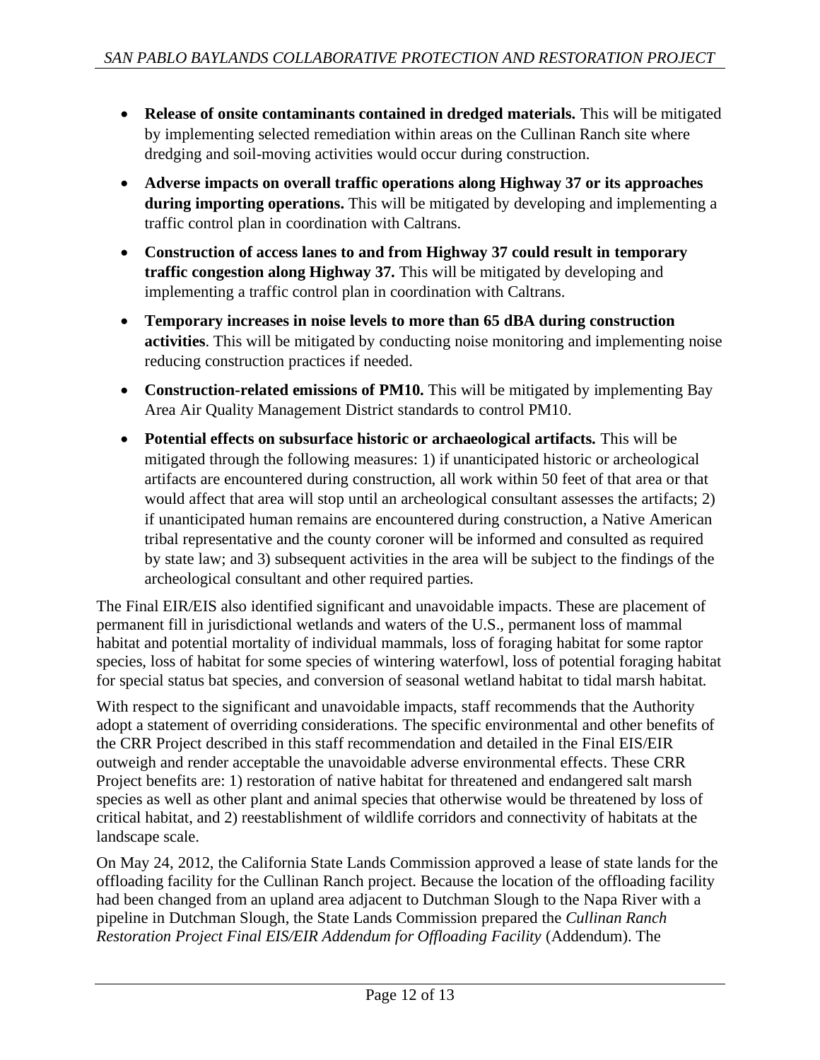- **Release of onsite contaminants contained in dredged materials.** This will be mitigated by implementing selected remediation within areas on the Cullinan Ranch site where dredging and soil-moving activities would occur during construction.
- **Adverse impacts on overall traffic operations along Highway 37 or its approaches during importing operations.** This will be mitigated by developing and implementing a traffic control plan in coordination with Caltrans.
- **Construction of access lanes to and from Highway 37 could result in temporary traffic congestion along Highway 37.** This will be mitigated by developing and implementing a traffic control plan in coordination with Caltrans.
- **Temporary increases in noise levels to more than 65 dBA during construction activities**. This will be mitigated by conducting noise monitoring and implementing noise reducing construction practices if needed.
- **Construction-related emissions of PM10.** This will be mitigated by implementing Bay Area Air Quality Management District standards to control PM10.
- **Potential effects on subsurface historic or archaeological artifacts.** This will be mitigated through the following measures: 1) if unanticipated historic or archeological artifacts are encountered during construction, all work within 50 feet of that area or that would affect that area will stop until an archeological consultant assesses the artifacts; 2) if unanticipated human remains are encountered during construction, a Native American tribal representative and the county coroner will be informed and consulted as required by state law; and 3) subsequent activities in the area will be subject to the findings of the archeological consultant and other required parties.

The Final EIR/EIS also identified significant and unavoidable impacts. These are placement of permanent fill in jurisdictional wetlands and waters of the U.S., permanent loss of mammal habitat and potential mortality of individual mammals, loss of foraging habitat for some raptor species, loss of habitat for some species of wintering waterfowl, loss of potential foraging habitat for special status bat species, and conversion of seasonal wetland habitat to tidal marsh habitat.

With respect to the significant and unavoidable impacts, staff recommends that the Authority adopt a statement of overriding considerations. The specific environmental and other benefits of the CRR Project described in this staff recommendation and detailed in the Final EIS/EIR outweigh and render acceptable the unavoidable adverse environmental effects. These CRR Project benefits are: 1) restoration of native habitat for threatened and endangered salt marsh species as well as other plant and animal species that otherwise would be threatened by loss of critical habitat, and 2) reestablishment of wildlife corridors and connectivity of habitats at the landscape scale.

On May 24, 2012, the California State Lands Commission approved a lease of state lands for the offloading facility for the Cullinan Ranch project. Because the location of the offloading facility had been changed from an upland area adjacent to Dutchman Slough to the Napa River with a pipeline in Dutchman Slough, the State Lands Commission prepared the *Cullinan Ranch Restoration Project Final EIS/EIR Addendum for Offloading Facility* (Addendum). The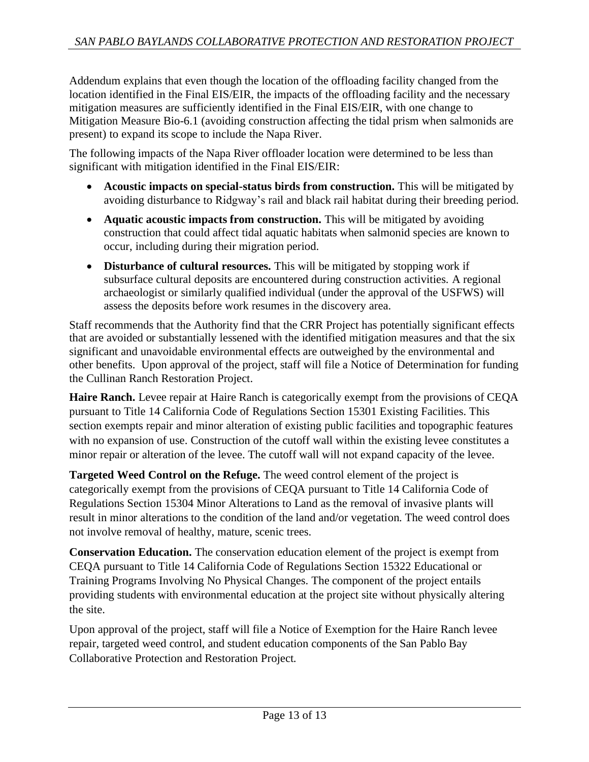Addendum explains that even though the location of the offloading facility changed from the location identified in the Final EIS/EIR, the impacts of the offloading facility and the necessary mitigation measures are sufficiently identified in the Final EIS/EIR, with one change to Mitigation Measure Bio-6.1 (avoiding construction affecting the tidal prism when salmonids are present) to expand its scope to include the Napa River.

The following impacts of the Napa River offloader location were determined to be less than significant with mitigation identified in the Final EIS/EIR:

- **Acoustic impacts on special-status birds from construction.** This will be mitigated by avoiding disturbance to Ridgway's rail and black rail habitat during their breeding period.
- **Aquatic acoustic impacts from construction.** This will be mitigated by avoiding construction that could affect tidal aquatic habitats when salmonid species are known to occur, including during their migration period.
- **Disturbance of cultural resources.** This will be mitigated by stopping work if subsurface cultural deposits are encountered during construction activities. A regional archaeologist or similarly qualified individual (under the approval of the USFWS) will assess the deposits before work resumes in the discovery area.

Staff recommends that the Authority find that the CRR Project has potentially significant effects that are avoided or substantially lessened with the identified mitigation measures and that the six significant and unavoidable environmental effects are outweighed by the environmental and other benefits. Upon approval of the project, staff will file a Notice of Determination for funding the Cullinan Ranch Restoration Project.

**Haire Ranch.** Levee repair at Haire Ranch is categorically exempt from the provisions of CEQA pursuant to Title 14 California Code of Regulations Section 15301 Existing Facilities. This section exempts repair and minor alteration of existing public facilities and topographic features with no expansion of use. Construction of the cutoff wall within the existing levee constitutes a minor repair or alteration of the levee. The cutoff wall will not expand capacity of the levee.

**Targeted Weed Control on the Refuge.** The weed control element of the project is categorically exempt from the provisions of CEQA pursuant to Title 14 California Code of Regulations Section 15304 Minor Alterations to Land as the removal of invasive plants will result in minor alterations to the condition of the land and/or vegetation. The weed control does not involve removal of healthy, mature, scenic trees.

**Conservation Education.** The conservation education element of the project is exempt from CEQA pursuant to Title 14 California Code of Regulations Section 15322 Educational or Training Programs Involving No Physical Changes. The component of the project entails providing students with environmental education at the project site without physically altering the site.

Upon approval of the project, staff will file a Notice of Exemption for the Haire Ranch levee repair, targeted weed control, and student education components of the San Pablo Bay Collaborative Protection and Restoration Project.